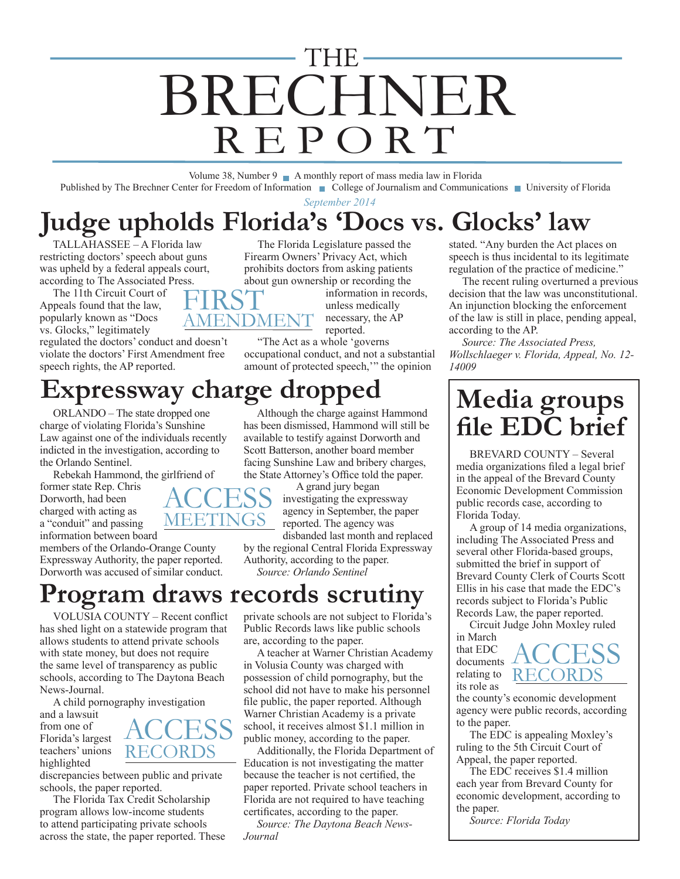# THE BRECHNER REPORT

Volume 38, Number 9 ■ A monthly report of mass media law in Florida

Published by The Brechner Center for Freedom of Information ■ College of Journalism and Communications ■ University of Florida

*September 2014*

## Judge upholds Florida's 'Docs vs. Glocks' law

FIRST AMENDMENT

TALLAHASSEE – A Florida law restricting doctors' speech about guns was upheld by a federal appeals court, according to The Associated Press.

The 11th Circuit Court of Appeals found that the law, popularly known as "Docs vs. Glocks," legitimately regulated the doctors' conduct and doesn't violate the doctors' First Amendment free speech rights, the AP reported.

The Florida Legislature passed the Firearm Owners' Privacy Act, which prohibits doctors from asking patients about gun ownership or recording the information in records, unless medically necessary, the AP reported.

"The Act as a whole 'governs occupational conduct, and not a substantial amount of protected speech,'" the opinion stated. "Any burden the Act places on speech is thus incidental to its legitimate regulation of the practice of medicine."

The recent ruling overturned a previous decision that the law was unconstitutional. An injunction blocking the enforcement of the law is still in place, pending appeal, according to the AP.

*Source: The Associated Press, Wollschlaeger v. Florida, Appeal, No. 12-14009*

## Expressway charge dropped

ACCESS MEETINGS

ORLANDO – The state dropped one charge of violating Florida's Sunshine Law against one of the individuals recently indicted in the investigation, according to the Orlando Sentinel.

Rebekah Hammond, the girlfriend of former state Rep. Chris Dorworth, had been charged with acting as a "conduit" and passing information between board members of the Orlando-Orange County Expressway Authority, the paper reported. Dorworth was accused of similar conduct.

Although the charge against Hammond has been dismissed, Hammond will still be available to testify against Dorworth and Scott Batterson, another board member facing Sunshine Law and bribery charges, the State Attorney's Office told the paper.

A grand jury began investigating the expressway agency in September, the paper reported. The agency was disbanded last month and replaced by the regional Central Florida Expressway Authority, according to the paper.

*Source: Orlando Sentinel*

## Program draws records scrutiny

ACCESS RECORDS

VOLUSIA COUNTY – Recent conflict has shed light on a statewide program that allows students to attend private schools with state money, but does not require the same level of transparency as public schools, according to The Daytona Beach News-Journal.

A child pornography investigation and a lawsuit from one of Florida's largest teachers' unions highlighted discrepancies between public and private schools, the paper reported.

The Florida Tax Credit Scholarship program allows low-income students to attend participating private schools across the state, the paper reported. These private schools are not subject to Florida's Public Records laws like public schools are, according to the paper.

A teacher at Warner Christian Academy in Volusia County was charged with possession of child pornography, but the school did not have to make his personnel file public, the paper reported. Although Warner Christian Academy is a private school, it receives almost $1.1 million in public money, according to the paper.

Additionally, the Florida Department of Education is not investigating the matter because the teacher is not certified, the paper reported. Private school teachers in Florida are not required to have teaching certificates, according to the paper.

*Source: The Daytona Beach News-Journal*

## Media groups file EDC brief

ACCESS RECORDS

BREVARD COUNTY – Several media organizations filed a legal brief in the appeal of the Brevard County Economic Development Commission public records case, according to Florida Today.

A group of 14 media organizations, including The Associated Press and several other Florida-based groups, submitted the brief in support of Brevard County Clerk of Courts Scott Ellis in his case that made the EDC's records subject to Florida's Public Records Law, the paper reported.

Circuit Judge John Moxley ruled in March that EDC documents relating to its role as the county's economic development agency were public records, according to the paper.

The EDC is appealing Moxley's ruling to the 5th Circuit Court of Appeal, the paper reported.

The EDC receives $1.4 million each year from Brevard County for economic development, according to the paper.

*Source: Florida Today*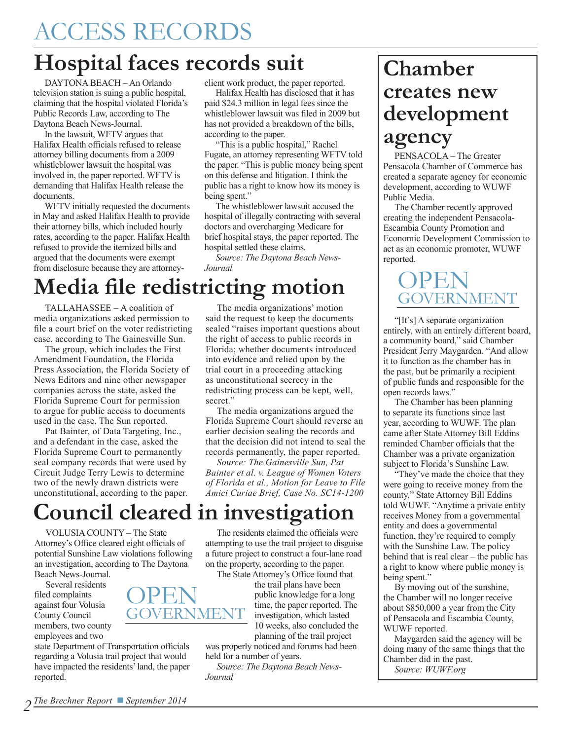# ACCESS RECORDS

## Hospital faces records suit

DAYTONA BEACH – An Orlando television station is suing a public hospital, claiming that the hospital violated Florida's Public Records Law, according to The Daytona Beach News-Journal.

In the lawsuit, WFTV argues that Halifax Health officials refused to release attorney billing documents from a 2009 whistleblower lawsuit the hospital was involved in, the paper reported. WFTV is demanding that Halifax Health release the documents.

WFTV initially requested the documents in May and asked Halifax Health to provide their attorney bills, which included hourly rates, according to the paper. Halifax Health refused to provide the itemized bills and argued that the documents were exempt from disclosure because they are attorney-client work product, the paper reported.

Halifax Health has disclosed that it has paid $24.3 million in legal fees since the whistleblower lawsuit was filed in 2009 but has not provided a breakdown of the bills, according to the paper.

"This is a public hospital," Rachel Fugate, an attorney representing WFTV told the paper. "This is public money being spent on this defense and litigation. I think the public has a right to know how its money is being spent."

The whistleblower lawsuit accused the hospital of illegally contracting with several doctors and overcharging Medicare for brief hospital stays, the paper reported. The hospital settled these claims.

*Source: The Daytona Beach News-Journal*

## Media file redistricting motion

TALLAHASSEE – A coalition of media organizations asked permission to file a court brief on the voter redistricting case, according to The Gainesville Sun.

The group, which includes the First Amendment Foundation, the Florida Press Association, the Florida Society of News Editors and nine other newspaper companies across the state, asked the Florida Supreme Court for permission to argue for public access to documents used in the case, The Sun reported.

Pat Bainter, of Data Targeting, Inc., and a defendant in the case, asked the Florida Supreme Court to permanently seal company records that were used by Circuit Judge Terry Lewis to determine two of the newly drawn districts were unconstitutional, according to the paper.

The media organizations' motion said the request to keep the documents sealed "raises important questions about the right of access to public records in Florida; whether documents introduced into evidence and relied upon by the trial court in a proceeding attacking as unconstitutional secrecy in the redistricting process can be kept, well, secret."

The media organizations argued the Florida Supreme Court should reverse an earlier decision sealing the records and that the decision did not intend to seal the records permanently, the paper reported.

*Source: The Gainesville Sun, Pat Bainter et al. v. League of Women Voters of Florida et al., Motion for Leave to File Amici Curiae Brief, Case No. SC14-1200*

## Council cleared in investigation

# OPEN GOVERNMENT

VOLUSIA COUNTY – The State Attorney's Office cleared eight officials of potential Sunshine Law violations following an investigation, according to The Daytona Beach News-Journal.

Several residents filed complaints against four Volusia County Council members, two county employees and two state Department of Transportation officials regarding a Volusia trail project that would have impacted the residents' land, the paper reported.

The residents claimed the officials were attempting to use the trail project to disguise a future project to construct a four-lane road on the property, according to the paper.

The State Attorney's Office found that the trail plans have been public knowledge for a long time, the paper reported. The investigation, which lasted 10 weeks, also concluded the planning of the trail project was properly noticed and forums had been held for a number of years.

*Source: The Daytona Beach News-Journal*

## Chamber creates new development agency

PENSACOLA – The Greater Pensacola Chamber of Commerce has created a separate agency for economic development, according to WUWF Public Media.

The Chamber recently approved creating the independent Pensacola-Escambia County Promotion and Economic Development Commission to act as an economic promoter, WUWF reported.

# OPEN GOVERNMENT

"[It's] A separate organization entirely, with an entirely different board, a community board," said Chamber President Jerry Maygarden. "And allow it to function as the chamber has in the past, but be primarily a recipient of public funds and responsible for the open records laws."

The Chamber has been planning to separate its functions since last year, according to WUWF. The plan came after State Attorney Bill Eddins reminded Chamber officials that the Chamber was a private organization subject to Florida's Sunshine Law.

"They've made the choice that they were going to receive money from the county," State Attorney Bill Eddins told WUWF. "Anytime a private entity receives Money from a governmental entity and does a governmental function, they're required to comply with the Sunshine Law. The policy behind that is real clear – the public has a right to know where public money is being spent."

By moving out of the sunshine, the Chamber will no longer receive about $850,000 a year from the City of Pensacola and Escambia County, WUWF reported.

Maygarden said the agency will be doing many of the same things that the Chamber did in the past.

*Source: WUWF.org*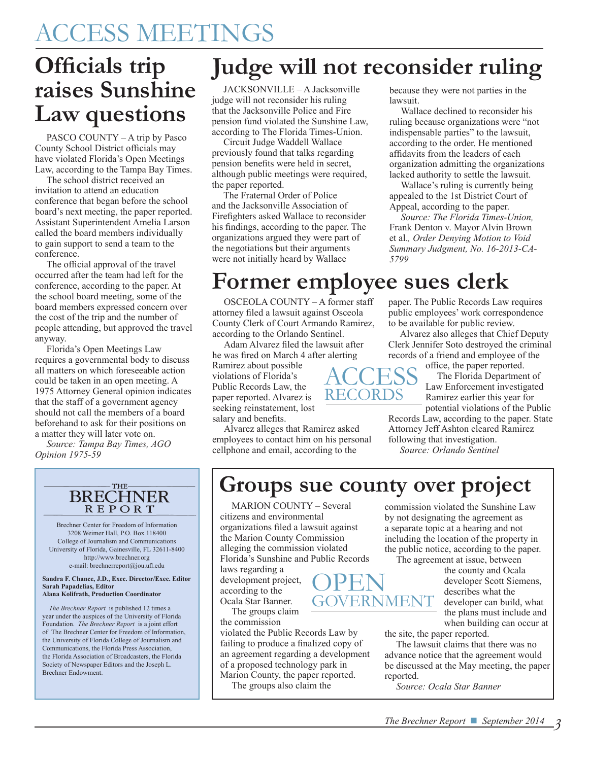# ACCESS MEETINGS

## Officials trip raises Sunshine Law questions

PASCO COUNTY – A trip by Pasco County School District officials may have violated Florida's Open Meetings Law, according to the Tampa Bay Times.

The school district received an invitation to attend an education conference that began before the school board's next meeting, the paper reported. Assistant Superintendent Amelia Larson called the board members individually to gain support to send a team to the conference.

The official approval of the travel occurred after the team had left for the conference, according to the paper. At the school board meeting, some of the board members expressed concern over the cost of the trip and the number of people attending, but approved the travel anyway.

Florida's Open Meetings Law requires a governmental body to discuss all matters on which foreseeable action could be taken in an open meeting. A 1975 Attorney General opinion indicates that the staff of a government agency should not call the members of a board beforehand to ask for their positions on a matter they will later vote on.

*Source: Tampa Bay Times, AGO Opinion 1975-59*

## Judge will not reconsider ruling

JACKSONVILLE – A Jacksonville judge will not reconsider his ruling that the Jacksonville Police and Fire pension fund violated the Sunshine Law, according to The Florida Times-Union.

Circuit Judge Waddell Wallace previously found that talks regarding pension benefits were held in secret, although public meetings were required, the paper reported.

The Fraternal Order of Police and the Jacksonville Association of Firefighters asked Wallace to reconsider his findings, according to the paper. The organizations argued they were part of the negotiations but their arguments were not initially heard by Wallace because they were not parties in the lawsuit.

Wallace declined to reconsider his ruling because organizations were "not indispensable parties" to the lawsuit, according to the order. He mentioned affidavits from the leaders of each organization admitting the organizations lacked authority to settle the lawsuit.

Wallace's ruling is currently being appealed to the 1st District Court of Appeal, according to the paper.

*Source: The Florida Times-Union,* Frank Denton v. Mayor Alvin Brown et al.*, Order Denying Motion to Void Summary Judgment, No. 16-2013-CA-5799*

# ACCESS RECORDS

## Former employee sues clerk

OSCEOLA COUNTY – A former staff attorney filed a lawsuit against Osceola County Clerk of Court Armando Ramirez, according to the Orlando Sentinel.

Adam Alvarez filed the lawsuit after he was fired on March 4 after alerting Ramirez about possible violations of Florida's Public Records Law, the paper reported. Alvarez is seeking reinstatement, lost salary and benefits.

Alvarez alleges that Ramirez asked employees to contact him on his personal cellphone and email, according to the paper. The Public Records Law requires public employees' work correspondence to be available for public review.

Alvarez also alleges that Chief Deputy Clerk Jennifer Soto destroyed the criminal records of a friend and employee of the office, the paper reported.

The Florida Department of Law Enforcement investigated Ramirez earlier this year for potential violations of the Public Records Law, according to the paper. State Attorney Jeff Ashton cleared Ramirez following that investigation.

*Source: Orlando Sentinel*

**THE BRECHNER REPORT**

Brechner Center for Freedom of Information
3208 Weimer Hall, P.O. Box 118400
College of Journalism and Communications
University of Florida, Gainesville, FL 32611-8400
http://www.brechner.org
e-mail: brechnerreport@jou.ufl.edu

**Sandra F. Chance, J.D., Exec. Director/Exec. Editor**
**Sarah Papadelias, Editor**
**Alana Kolifrath, Production Coordinator**

*The Brechner Report* is published 12 times a year under the auspices of the University of Florida Foundation. *The Brechner Report* is a joint effort of The Brechner Center for Freedom of Information, the University of Florida College of Journalism and Communications, the Florida Press Association, the Florida Association of Broadcasters, the Florida Society of Newspaper Editors and the Joseph L. Brechner Endowment.

# OPEN GOVERNMENT

## Groups sue county over project

MARION COUNTY – Several citizens and environmental organizations filed a lawsuit against the Marion County Commission alleging the commission violated Florida's Sunshine and Public Records laws regarding a development project, according to the Ocala Star Banner.

The groups claim the commission violated the Public Records Law by failing to produce a finalized copy of an agreement regarding a development of a proposed technology park in Marion County, the paper reported.

The groups also claim the commission violated the Sunshine Law by not designating the agreement as a separate topic at a hearing and not including the location of the property in the public notice, according to the paper.

The agreement at issue, between the county and Ocala developer Scott Siemens, describes what the developer can build, what the plans must include and when building can occur at the site, the paper reported.

The lawsuit claims that there was no advance notice that the agreement would be discussed at the May meeting, the paper reported.

*Source: Ocala Star Banner*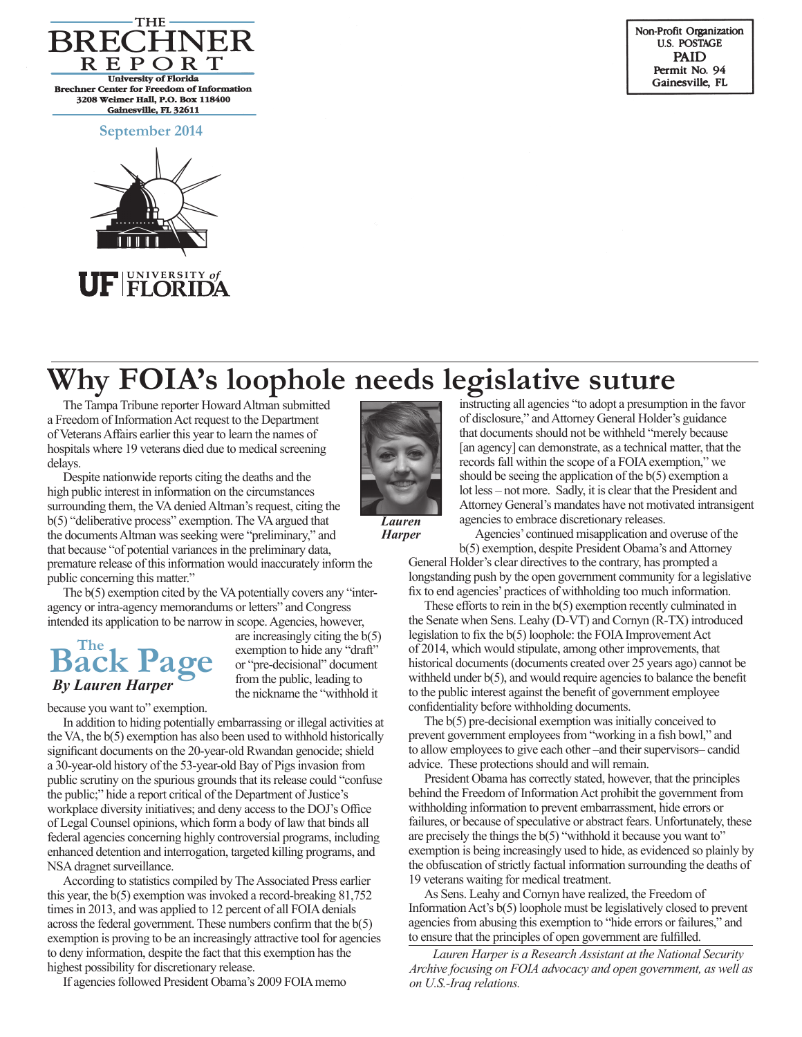# THE BRECHNER REPORT

University of Florida
Brechner Center for Freedom of Information
3208 Weimer Hall, P.O. Box 118400
Gainesville, FL 32611

September 2014

UF UNIVERSITY of FLORIDA

Non-Profit Organization
U.S. POSTAGE
PAID
Permit No. 94
Gainesville, FL

# Why FOIA's loophole needs legislative suture

## The Back Page

*By Lauren Harper*

The Tampa Tribune reporter Howard Altman submitted a Freedom of Information Act request to the Department of Veterans Affairs earlier this year to learn the names of hospitals where 19 veterans died due to medical screening delays.

Despite nationwide reports citing the deaths and the high public interest in information on the circumstances surrounding them, the VA denied Altman's request, citing the b(5) "deliberative process" exemption. The VA argued that the documents Altman was seeking were "preliminary," and that because "of potential variances in the preliminary data, premature release of this information would inaccurately inform the public concerning this matter."

The b(5) exemption cited by the VA potentially covers any "inter-agency or intra-agency memorandums or letters" and Congress intended its application to be narrow in scope. Agencies, however, are increasingly citing the b(5) exemption to hide any "draft" or "pre-decisional" document from the public, leading to the nickname the "withhold it because you want to" exemption.

In addition to hiding potentially embarrassing or illegal activities at the VA, the b(5) exemption has also been used to withhold historically significant documents on the 20-year-old Rwandan genocide; shield a 30-year-old history of the 53-year-old Bay of Pigs invasion from public scrutiny on the spurious grounds that its release could "confuse the public;" hide a report critical of the Department of Justice's workplace diversity initiatives; and deny access to the DOJ's Office of Legal Counsel opinions, which form a body of law that binds all federal agencies concerning highly controversial programs, including enhanced detention and interrogation, targeted killing programs, and NSA dragnet surveillance.

According to statistics compiled by The Associated Press earlier this year, the b(5) exemption was invoked a record-breaking 81,752 times in 2013, and was applied to 12 percent of all FOIA denials across the federal government. These numbers confirm that the b(5) exemption is proving to be an increasingly attractive tool for agencies to deny information, despite the fact that this exemption has the highest possibility for discretionary release.

If agencies followed President Obama's 2009 FOIA memo instructing all agencies "to adopt a presumption in the favor of disclosure," and Attorney General Holder's guidance that documents should not be withheld "merely because [an agency] can demonstrate, as a technical matter, that the records fall within the scope of a FOIA exemption," we should be seeing the application of the b(5) exemption a lot less – not more. Sadly, it is clear that the President and Attorney General's mandates have not motivated intransigent agencies to embrace discretionary releases.

*Lauren Harper*

Agencies' continued misapplication and overuse of the b(5) exemption, despite President Obama's and Attorney General Holder's clear directives to the contrary, has prompted a longstanding push by the open government community for a legislative fix to end agencies' practices of withholding too much information.

These efforts to rein in the b(5) exemption recently culminated in the Senate when Sens. Leahy (D-VT) and Cornyn (R-TX) introduced legislation to fix the b(5) loophole: the FOIA Improvement Act of 2014, which would stipulate, among other improvements, that historical documents (documents created over 25 years ago) cannot be withheld under b(5), and would require agencies to balance the benefit to the public interest against the benefit of government employee confidentiality before withholding documents.

The b(5) pre-decisional exemption was initially conceived to prevent government employees from "working in a fish bowl," and to allow employees to give each other –and their supervisors– candid advice. These protections should and will remain.

President Obama has correctly stated, however, that the principles behind the Freedom of Information Act prohibit the government from withholding information to prevent embarrassment, hide errors or failures, or because of speculative or abstract fears. Unfortunately, these are precisely the things the b(5) "withhold it because you want to" exemption is being increasingly used to hide, as evidenced so plainly by the obfuscation of strictly factual information surrounding the deaths of 19 veterans waiting for medical treatment.

As Sens. Leahy and Cornyn have realized, the Freedom of Information Act's b(5) loophole must be legislatively closed to prevent agencies from abusing this exemption to "hide errors or failures," and to ensure that the principles of open government are fulfilled.

*Lauren Harper is a Research Assistant at the National Security Archive focusing on FOIA advocacy and open government, as well as on U.S.-Iraq relations.*